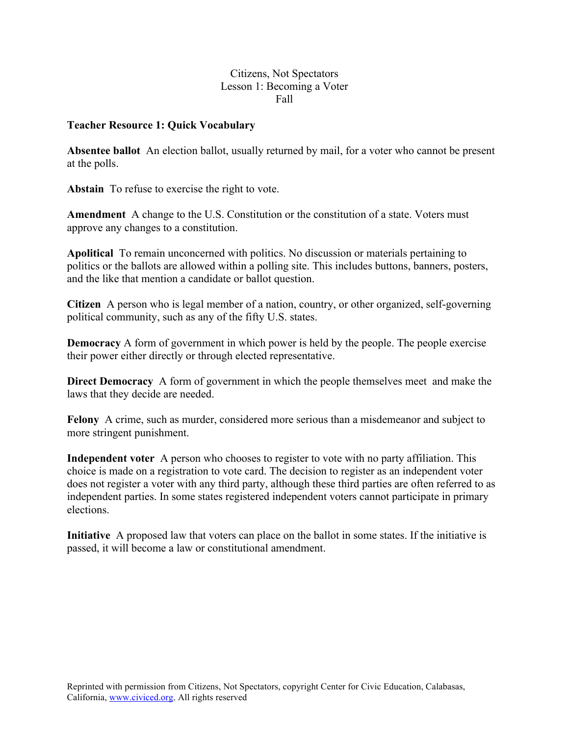Citizens, Not Spectators
Lesson 1: Becoming a Voter
Fall

**Teacher Resource 1: Quick Vocabulary**

**Absentee ballot** An election ballot, usually returned by mail, for a voter who cannot be present at the polls.

**Abstain** To refuse to exercise the right to vote.

**Amendment** A change to the U.S. Constitution or the constitution of a state. Voters must approve any changes to a constitution.

**Apolitical** To remain unconcerned with politics. No discussion or materials pertaining to politics or the ballots are allowed within a polling site. This includes buttons, banners, posters, and the like that mention a candidate or ballot question.

**Citizen** A person who is legal member of a nation, country, or other organized, self-governing political community, such as any of the fifty U.S. states.

**Democracy** A form of government in which power is held by the people. The people exercise their power either directly or through elected representative.

**Direct Democracy** A form of government in which the people themselves meet and make the laws that they decide are needed.

**Felony** A crime, such as murder, considered more serious than a misdemeanor and subject to more stringent punishment.

**Independent voter** A person who chooses to register to vote with no party affiliation. This choice is made on a registration to vote card. The decision to register as an independent voter does not register a voter with any third party, although these third parties are often referred to as independent parties. In some states registered independent voters cannot participate in primary elections.

**Initiative** A proposed law that voters can place on the ballot in some states. If the initiative is passed, it will become a law or constitutional amendment.

Reprinted with permission from Citizens, Not Spectators, copyright Center for Civic Education, Calabasas, California, www.civiced.org. All rights reserved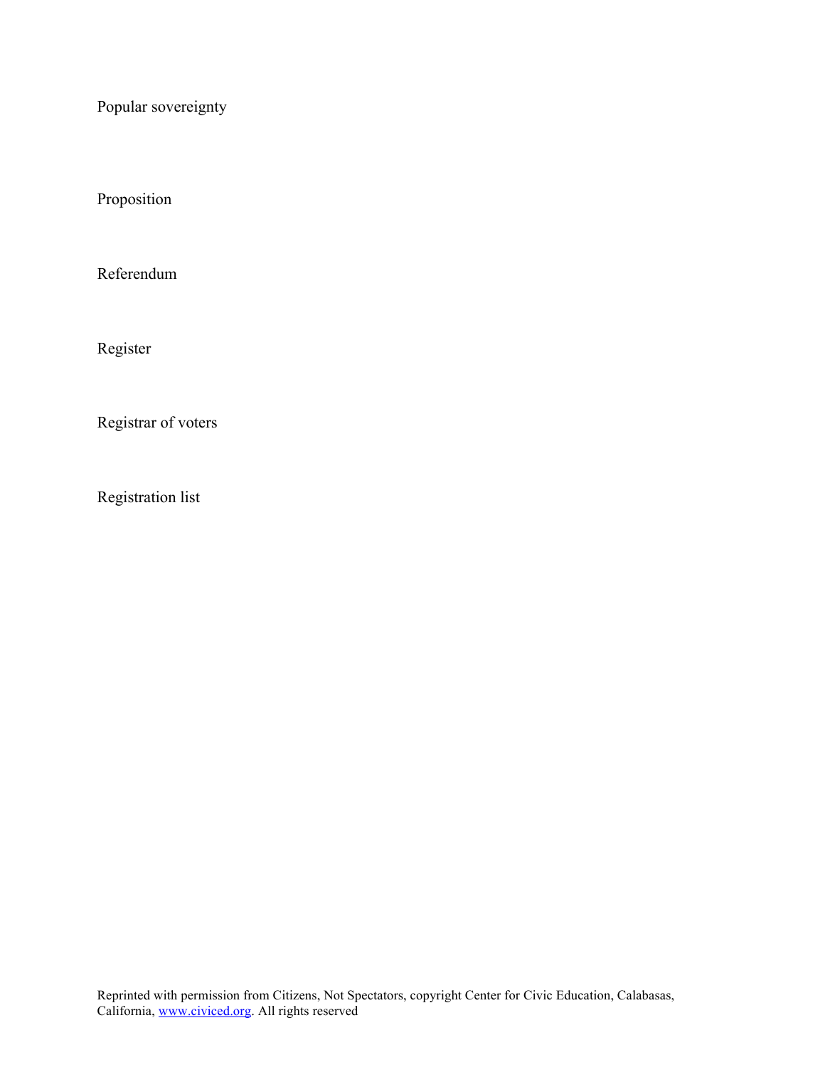Popular sovereignty

Proposition

Referendum

Register

Registrar of voters

Registration list

Reprinted with permission from Citizens, Not Spectators, copyright Center for Civic Education, Calabasas, California, www.civiced.org. All rights reserved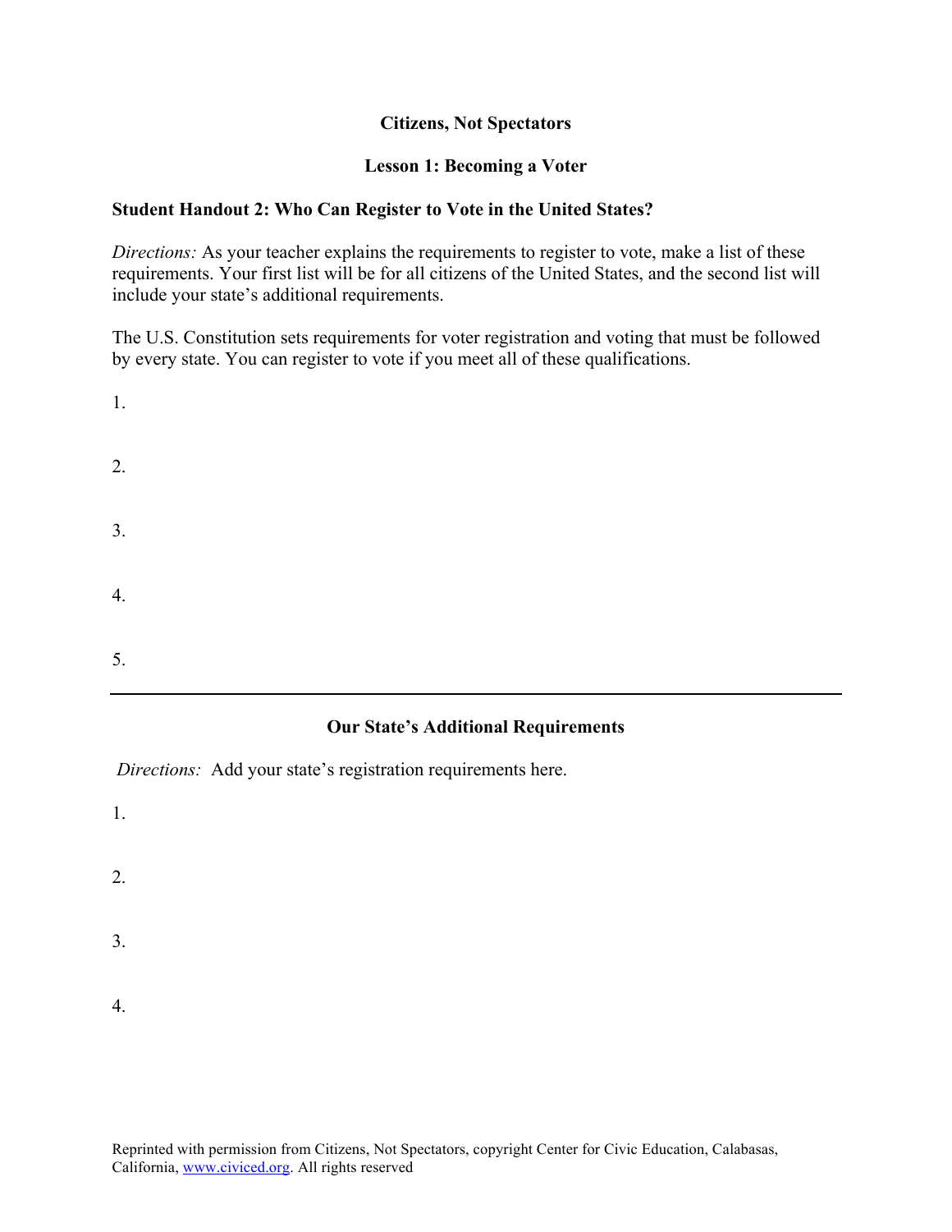**Citizens, Not Spectators**

**Lesson 1: Becoming a Voter**

**Student Handout 2: Who Can Register to Vote in the United States?**

*Directions:* As your teacher explains the requirements to register to vote, make a list of these requirements. Your first list will be for all citizens of the United States, and the second list will include your state's additional requirements.

The U.S. Constitution sets requirements for voter registration and voting that must be followed by every state. You can register to vote if you meet all of these qualifications.

1.

2.

3.

4.

5.

---

**Our State's Additional Requirements**

*Directions:* Add your state's registration requirements here.

1.

2.

3.

4.

Reprinted with permission from Citizens, Not Spectators, copyright Center for Civic Education, Calabasas, California, www.civiced.org. All rights reserved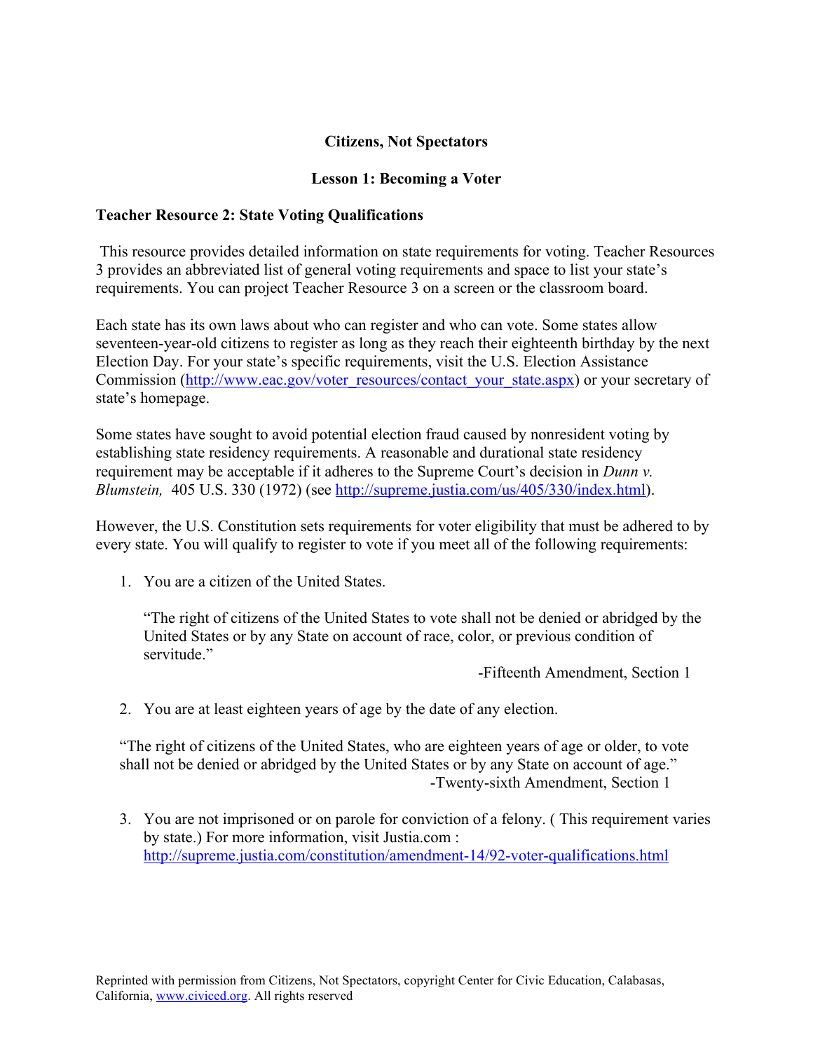**Citizens, Not Spectators**

**Lesson 1: Becoming a Voter**

**Teacher Resource 2: State Voting Qualifications**

This resource provides detailed information on state requirements for voting. Teacher Resources 3 provides an abbreviated list of general voting requirements and space to list your state's requirements. You can project Teacher Resource 3 on a screen or the classroom board.

Each state has its own laws about who can register and who can vote. Some states allow seventeen-year-old citizens to register as long as they reach their eighteenth birthday by the next Election Day. For your state's specific requirements, visit the U.S. Election Assistance Commission (http://www.eac.gov/voter_resources/contact_your_state.aspx) or your secretary of state's homepage.

Some states have sought to avoid potential election fraud caused by nonresident voting by establishing state residency requirements. A reasonable and durational state residency requirement may be acceptable if it adheres to the Supreme Court's decision in *Dunn v. Blumstein,* 405 U.S. 330 (1972) (see http://supreme.justia.com/us/405/330/index.html).

However, the U.S. Constitution sets requirements for voter eligibility that must be adhered to by every state. You will qualify to register to vote if you meet all of the following requirements:

1. You are a citizen of the United States.

   "The right of citizens of the United States to vote shall not be denied or abridged by the United States or by any State on account of race, color, or previous condition of servitude."

   -Fifteenth Amendment, Section 1

2. You are at least eighteen years of age by the date of any election.

   "The right of citizens of the United States, who are eighteen years of age or older, to vote shall not be denied or abridged by the United States or by any State on account of age."

   -Twenty-sixth Amendment, Section 1

3. You are not imprisoned or on parole for conviction of a felony. ( This requirement varies by state.) For more information, visit Justia.com : http://supreme.justia.com/constitution/amendment-14/92-voter-qualifications.html

Reprinted with permission from Citizens, Not Spectators, copyright Center for Civic Education, Calabasas, California, www.civiced.org. All rights reserved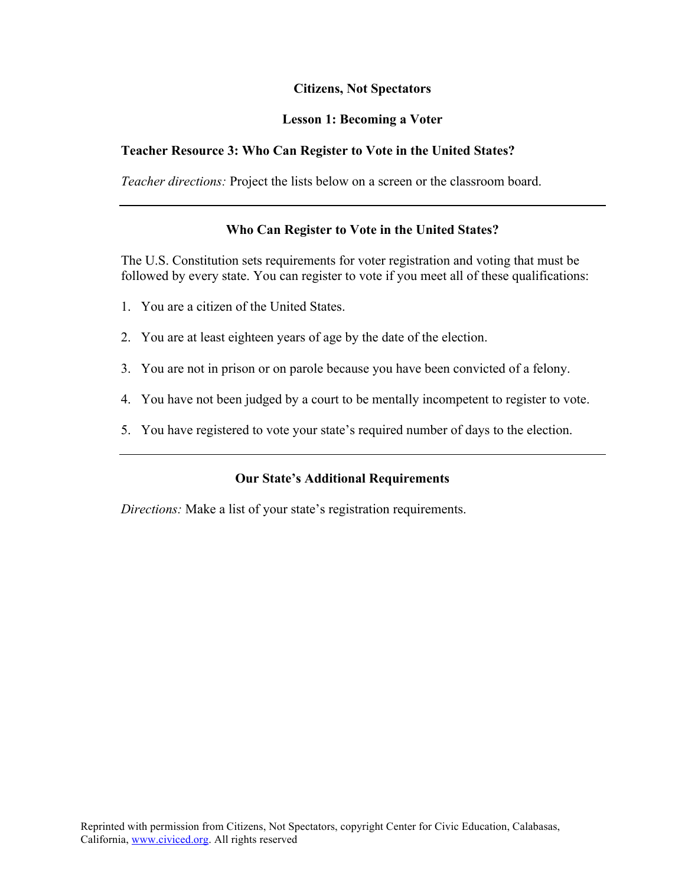**Citizens, Not Spectators**

**Lesson 1: Becoming a Voter**

**Teacher Resource 3: Who Can Register to Vote in the United States?**

*Teacher directions:* Project the lists below on a screen or the classroom board.

---

**Who Can Register to Vote in the United States?**

The U.S. Constitution sets requirements for voter registration and voting that must be followed by every state. You can register to vote if you meet all of these qualifications:

1. You are a citizen of the United States.
2. You are at least eighteen years of age by the date of the election.
3. You are not in prison or on parole because you have been convicted of a felony.
4. You have not been judged by a court to be mentally incompetent to register to vote.
5. You have registered to vote your state's required number of days to the election.

---

**Our State's Additional Requirements**

*Directions:* Make a list of your state's registration requirements.

Reprinted with permission from Citizens, Not Spectators, copyright Center for Civic Education, Calabasas, California, www.civiced.org. All rights reserved